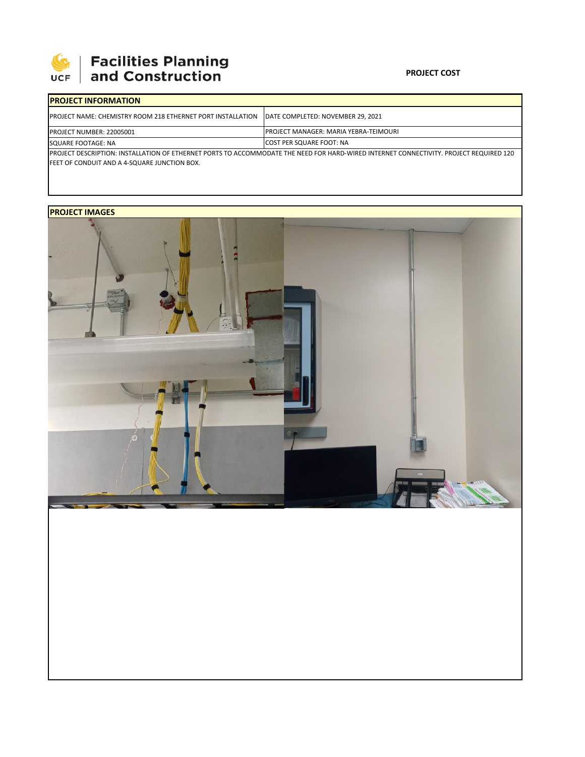Facilities Planning and Construction

**PROJECT COST**

## PROJECT INFORMATION

| PROJECT NAME: CHEMISTRY ROOM 218 ETHERNET PORT INSTALLATION | DATE COMPLETED: NOVEMBER 29, 2021 |
|---|---|
| PROJECT NUMBER: 22005001 | PROJECT MANAGER: MARIA YEBRA-TEIMOURI |
| SQUARE FOOTAGE: NA | COST PER SQUARE FOOT: NA |

PROJECT DESCRIPTION: INSTALLATION OF ETHERNET PORTS TO ACCOMMODATE THE NEED FOR HARD-WIRED INTERNET CONNECTIVITY. PROJECT REQUIRED 120 FEET OF CONDUIT AND A 4-SQUARE JUNCTION BOX.

## PROJECT IMAGES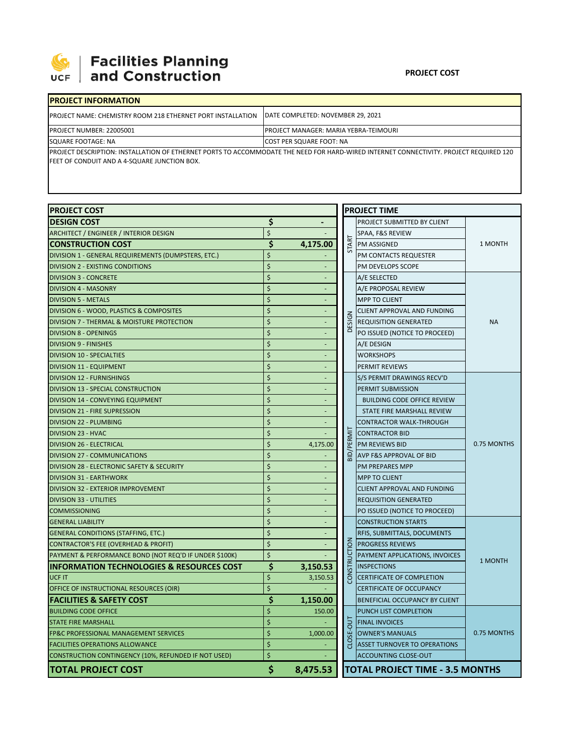Facilities Planning and Construction

**PROJECT COST**

## PROJECT INFORMATION

| | |
|---|---|
| PROJECT NAME: CHEMISTRY ROOM 218 ETHERNET PORT INSTALLATION | DATE COMPLETED: NOVEMBER 29, 2021 |
| PROJECT NUMBER: 22005001 | PROJECT MANAGER: MARIA YEBRA-TEIMOURI |
| SQUARE FOOTAGE: NA | COST PER SQUARE FOOT: NA |

PROJECT DESCRIPTION: INSTALLATION OF ETHERNET PORTS TO ACCOMMODATE THE NEED FOR HARD-WIRED INTERNET CONNECTIVITY. PROJECT REQUIRED 120 FEET OF CONDUIT AND A 4-SQUARE JUNCTION BOX.

## PROJECT COST

| PROJECT COST | | |
|---|---|---|
| **DESIGN COST** | **$** | **-** |
| ARCHITECT / ENGINEER / INTERIOR DESIGN | $ | - |
| **CONSTRUCTION COST** | **$** | **4,175.00** |
| DIVISION 1 - GENERAL REQUIREMENTS (DUMPSTERS, ETC.) | $ | - |
| DIVISION 2 - EXISTING CONDITIONS | $ | - |
| DIVISION 3 - CONCRETE | $ | - |
| DIVISION 4 - MASONRY | $ | - |
| DIVISION 5 - METALS | $ | - |
| DIVISION 6 - WOOD, PLASTICS & COMPOSITES | $ | - |
| DIVISION 7 - THERMAL & MOISTURE PROTECTION | $ | - |
| DIVISION 8 - OPENINGS | $ | - |
| DIVISION 9 - FINISHES | $ | - |
| DIVISION 10 - SPECIALTIES | $ | - |
| DIVISION 11 - EQUIPMENT | $ | - |
| DIVISION 12 - FURNISHINGS | $ | - |
| DIVISION 13 - SPECIAL CONSTRUCTION | $ | - |
| DIVISION 14 - CONVEYING EQUIPMENT | $ | - |
| DIVISION 21 - FIRE SUPRESSION | $ | - |
| DIVISION 22 - PLUMBING | $ | - |
| DIVISION 23 - HVAC | $ | - |
| DIVISION 26 - ELECTRICAL | $ | 4,175.00 |
| DIVISION 27 - COMMUNICATIONS | $ | - |
| DIVISION 28 - ELECTRONIC SAFETY & SECURITY | $ | - |
| DIVISION 31 - EARTHWORK | $ | - |
| DIVISION 32 - EXTERIOR IMPROVEMENT | $ | - |
| DIVISION 33 - UTILITIES | $ | - |
| COMMISSIONING | $ | - |
| GENERAL LIABILITY | $ | - |
| GENERAL CONDITIONS (STAFFING, ETC.) | $ | - |
| CONTRACTOR'S FEE (OVERHEAD & PROFIT) | $ | - |
| PAYMENT & PERFORMANCE BOND (NOT REQ'D IF UNDER $100K) | $ | - |
| **INFORMATION TECHNOLOGIES & RESOURCES COST** | **$** | **3,150.53** |
| UCF IT | $ | 3,150.53 |
| OFFICE OF INSTRUCTIONAL RESOURCES (OIR) | $ | - |
| **FACILITIES & SAFETY COST** | **$** | **1,150.00** |
| BUILDING CODE OFFICE | $ | 150.00 |
| STATE FIRE MARSHALL | $ | - |
| FP&C PROFESSIONAL MANAGEMENT SERVICES | $ | 1,000.00 |
| FACILITIES OPERATIONS ALLOWANCE | $ | - |
| CONSTRUCTION CONTINGENCY (10%, REFUNDED IF NOT USED) | $ | - |
| **TOTAL PROJECT COST** | **$** | **8,475.53** |

## PROJECT TIME

| PROJECT TIME | | |
|---|---|---|
| START | PROJECT SUBMITTED BY CLIENT | 1 MONTH |
| | SPAA, F&S REVIEW | |
| | PM ASSIGNED | |
| | PM CONTACTS REQUESTER | |
| | PM DEVELOPS SCOPE | |
| DESIGN | A/E SELECTED | NA |
| | A/E PROPOSAL REVIEW | |
| | MPP TO CLIENT | |
| | CLIENT APPROVAL AND FUNDING | |
| | REQUISITION GENERATED | |
| | PO ISSUED (NOTICE TO PROCEED) | |
| | A/E DESIGN | |
| | WORKSHOPS | |
| | PERMIT REVIEWS | |
| BID/PERMIT | S/S PERMIT DRAWINGS RECV'D | 0.75 MONTHS |
| | PERMIT SUBMISSION | |
| | BUILDING CODE OFFICE REVIEW | |
| | STATE FIRE MARSHALL REVIEW | |
| | CONTRACTOR WALK-THROUGH | |
| | CONTRACTOR BID | |
| | PM REVIEWS BID | |
| | AVP F&S APPROVAL OF BID | |
| | PM PREPARES MPP | |
| | MPP TO CLIENT | |
| | CLIENT APPROVAL AND FUNDING | |
| | REQUISITION GENERATED | |
| | PO ISSUED (NOTICE TO PROCEED) | |
| CONSTRUCTION | CONSTRUCTION STARTS | 1 MONTH |
| | RFIS, SUBMITTALS, DOCUMENTS | |
| | PROGRESS REVIEWS | |
| | PAYMENT APPLICATIONS, INVOICES | |
| | INSPECTIONS | |
| | CERTIFICATE OF COMPLETION | |
| | CERTIFICATE OF OCCUPANCY | |
| | BENEFICIAL OCCUPANCY BY CLIENT | |
| CLOSE-OUT | PUNCH LIST COMPLETION | 0.75 MONTHS |
| | FINAL INVOICES | |
| | OWNER'S MANUALS | |
| | ASSET TURNOVER TO OPERATIONS | |
| | ACCOUNTING CLOSE-OUT | |
| **TOTAL PROJECT TIME - 3.5 MONTHS** | | |